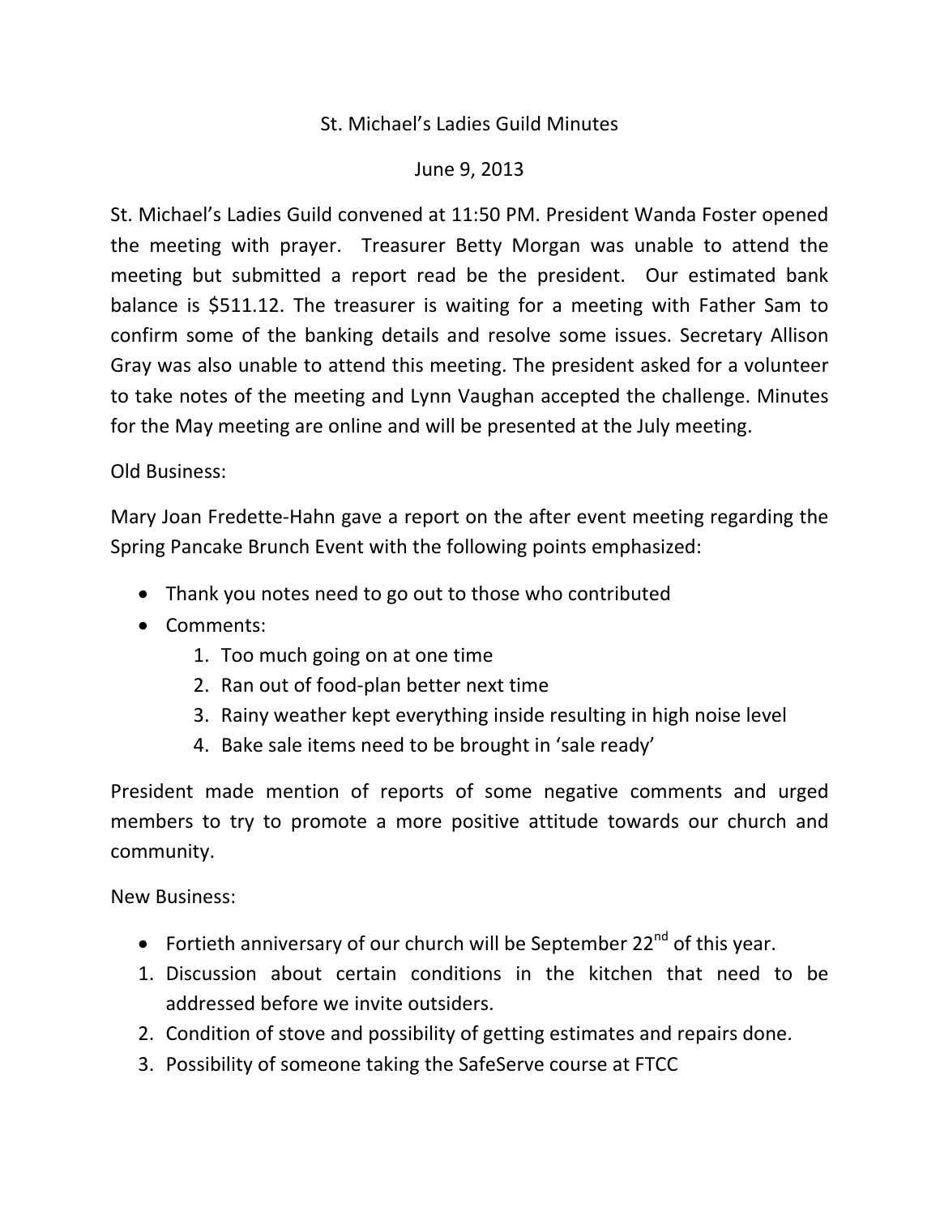St. Michael's Ladies Guild Minutes

June 9, 2013

St. Michael's Ladies Guild convened at 11:50 PM. President Wanda Foster opened the meeting with prayer. Treasurer Betty Morgan was unable to attend the meeting but submitted a report read be the president. Our estimated bank balance is $511.12. The treasurer is waiting for a meeting with Father Sam to confirm some of the banking details and resolve some issues. Secretary Allison Gray was also unable to attend this meeting. The president asked for a volunteer to take notes of the meeting and Lynn Vaughan accepted the challenge. Minutes for the May meeting are online and will be presented at the July meeting.

Old Business:

Mary Joan Fredette-Hahn gave a report on the after event meeting regarding the Spring Pancake Brunch Event with the following points emphasized:

- Thank you notes need to go out to those who contributed
- Comments:
    1. Too much going on at one time
    2. Ran out of food-plan better next time
    3. Rainy weather kept everything inside resulting in high noise level
    4. Bake sale items need to be brought in 'sale ready'

President made mention of reports of some negative comments and urged members to try to promote a more positive attitude towards our church and community.

New Business:

- Fortieth anniversary of our church will be September 22nd of this year.

1. Discussion about certain conditions in the kitchen that need to be addressed before we invite outsiders.
2. Condition of stove and possibility of getting estimates and repairs done.
3. Possibility of someone taking the SafeServe course at FTCC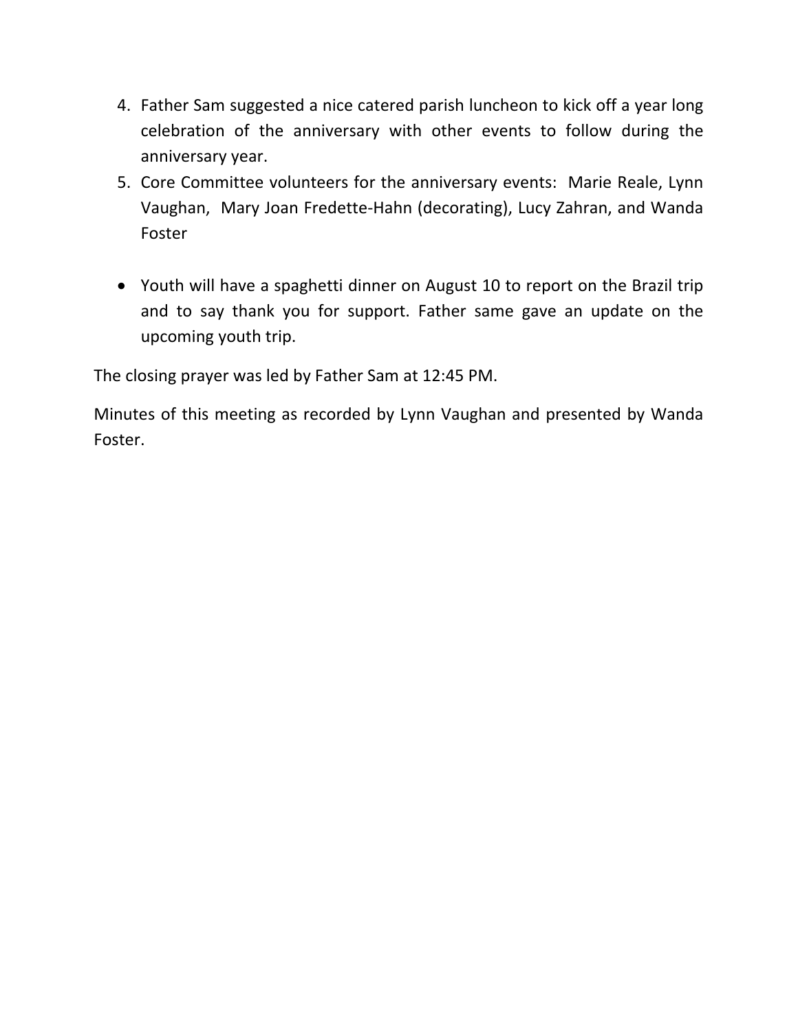4. Father Sam suggested a nice catered parish luncheon to kick off a year long celebration of the anniversary with other events to follow during the anniversary year.
5. Core Committee volunteers for the anniversary events: Marie Reale, Lynn Vaughan, Mary Joan Fredette-Hahn (decorating), Lucy Zahran, and Wanda Foster

- Youth will have a spaghetti dinner on August 10 to report on the Brazil trip and to say thank you for support. Father same gave an update on the upcoming youth trip.

The closing prayer was led by Father Sam at 12:45 PM.

Minutes of this meeting as recorded by Lynn Vaughan and presented by Wanda Foster.